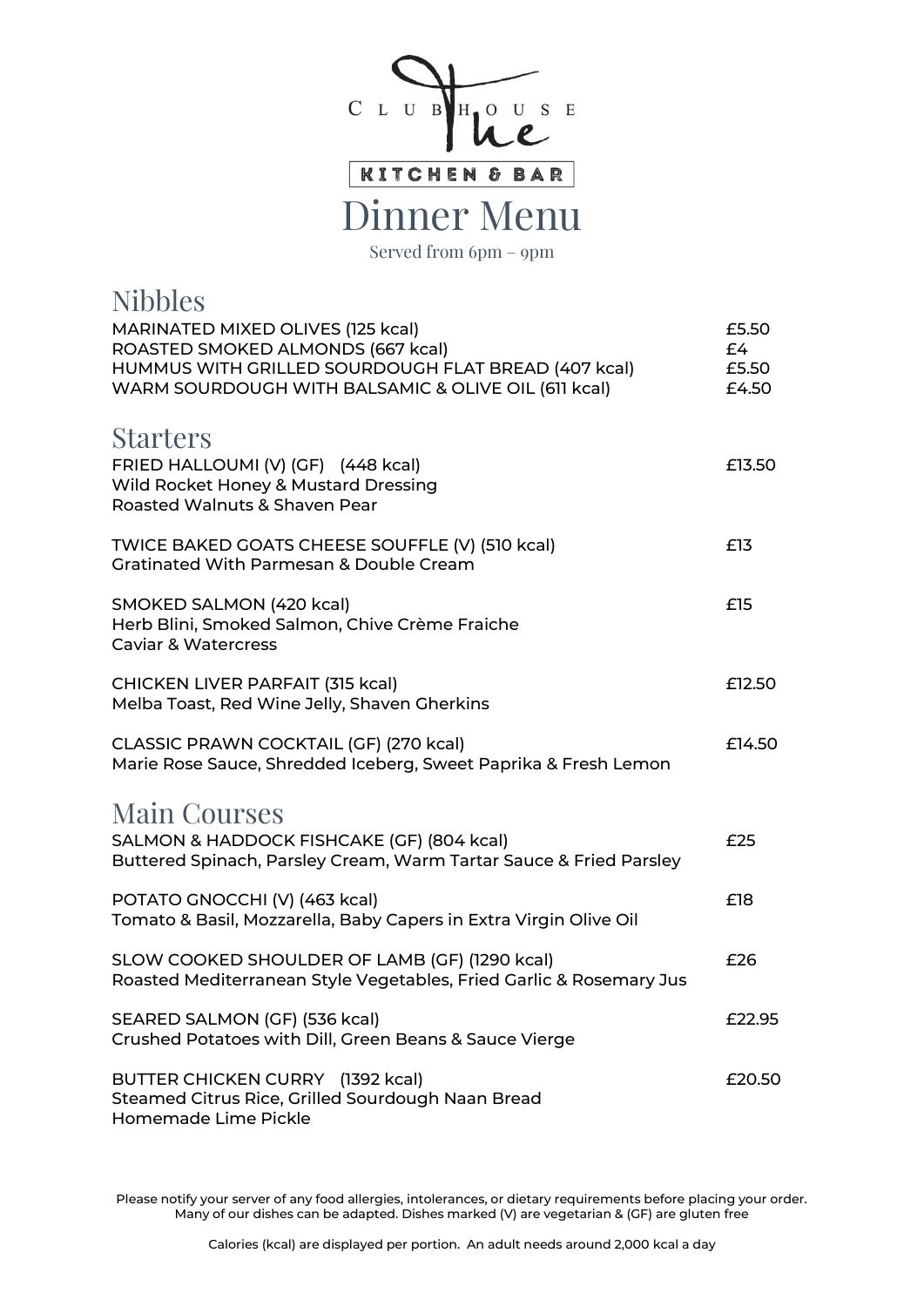# The Clubhouse

KITCHEN & BAR

# Dinner Menu

Served from 6pm – 9pm

## Nibbles

| | |
|---|---|
| MARINATED MIXED OLIVES (125 kcal) | £5.50 |
| ROASTED SMOKED ALMONDS (667 kcal) | £4 |
| HUMMUS WITH GRILLED SOURDOUGH FLAT BREAD (407 kcal) | £5.50 |
| WARM SOURDOUGH WITH BALSAMIC & OLIVE OIL (611 kcal) | £4.50 |

## Starters

FRIED HALLOUMI (V) (GF) (448 kcal) — £13.50
Wild Rocket Honey & Mustard Dressing
Roasted Walnuts & Shaven Pear

TWICE BAKED GOATS CHEESE SOUFFLE (V) (510 kcal) — £13
Gratinated With Parmesan & Double Cream

SMOKED SALMON (420 kcal) — £15
Herb Blini, Smoked Salmon, Chive Crème Fraiche
Caviar & Watercress

CHICKEN LIVER PARFAIT (315 kcal) — £12.50
Melba Toast, Red Wine Jelly, Shaven Gherkins

CLASSIC PRAWN COCKTAIL (GF) (270 kcal) — £14.50
Marie Rose Sauce, Shredded Iceberg, Sweet Paprika & Fresh Lemon

## Main Courses

SALMON & HADDOCK FISHCAKE (GF) (804 kcal) — £25
Buttered Spinach, Parsley Cream, Warm Tartar Sauce & Fried Parsley

POTATO GNOCCHI (V) (463 kcal) — £18
Tomato & Basil, Mozzarella, Baby Capers in Extra Virgin Olive Oil

SLOW COOKED SHOULDER OF LAMB (GF) (1290 kcal) — £26
Roasted Mediterranean Style Vegetables, Fried Garlic & Rosemary Jus

SEARED SALMON (GF) (536 kcal) — £22.95
Crushed Potatoes with Dill, Green Beans & Sauce Vierge

BUTTER CHICKEN CURRY (1392 kcal) — £20.50
Steamed Citrus Rice, Grilled Sourdough Naan Bread
Homemade Lime Pickle

Please notify your server of any food allergies, intolerances, or dietary requirements before placing your order. Many of our dishes can be adapted. Dishes marked (V) are vegetarian & (GF) are gluten free

Calories (kcal) are displayed per portion. An adult needs around 2,000 kcal a day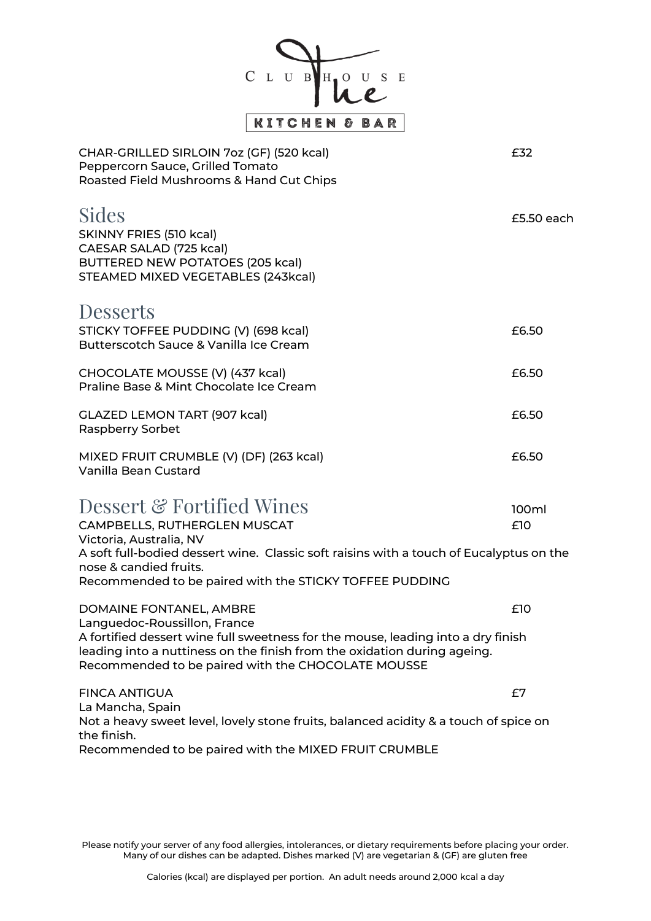The Clubhouse

KITCHEN & BAR

CHAR-GRILLED SIRLOIN 7oz (GF) (520 kcal) £32
Peppercorn Sauce, Grilled Tomato
Roasted Field Mushrooms & Hand Cut Chips

## Sides

£5.50 each

SKINNY FRIES (510 kcal)
CAESAR SALAD (725 kcal)
BUTTERED NEW POTATOES (205 kcal)
STEAMED MIXED VEGETABLES (243kcal)

## Desserts

STICKY TOFFEE PUDDING (V) (698 kcal) £6.50
Butterscotch Sauce & Vanilla Ice Cream

CHOCOLATE MOUSSE (V) (437 kcal) £6.50
Praline Base & Mint Chocolate Ice Cream

GLAZED LEMON TART (907 kcal) £6.50
Raspberry Sorbet

MIXED FRUIT CRUMBLE (V) (DF) (263 kcal) £6.50
Vanilla Bean Custard

## Dessert & Fortified Wines

100ml

CAMPBELLS, RUTHERGLEN MUSCAT £10
Victoria, Australia, NV
A soft full-bodied dessert wine. Classic soft raisins with a touch of Eucalyptus on the nose & candied fruits.
Recommended to be paired with the STICKY TOFFEE PUDDING

DOMAINE FONTANEL, AMBRE £10
Languedoc-Roussillon, France
A fortified dessert wine full sweetness for the mouse, leading into a dry finish leading into a nuttiness on the finish from the oxidation during ageing.
Recommended to be paired with the CHOCOLATE MOUSSE

FINCA ANTIGUA £7
La Mancha, Spain
Not a heavy sweet level, lovely stone fruits, balanced acidity & a touch of spice on the finish.
Recommended to be paired with the MIXED FRUIT CRUMBLE

Please notify your server of any food allergies, intolerances, or dietary requirements before placing your order. Many of our dishes can be adapted. Dishes marked (V) are vegetarian & (GF) are gluten free

Calories (kcal) are displayed per portion. An adult needs around 2,000 kcal a day